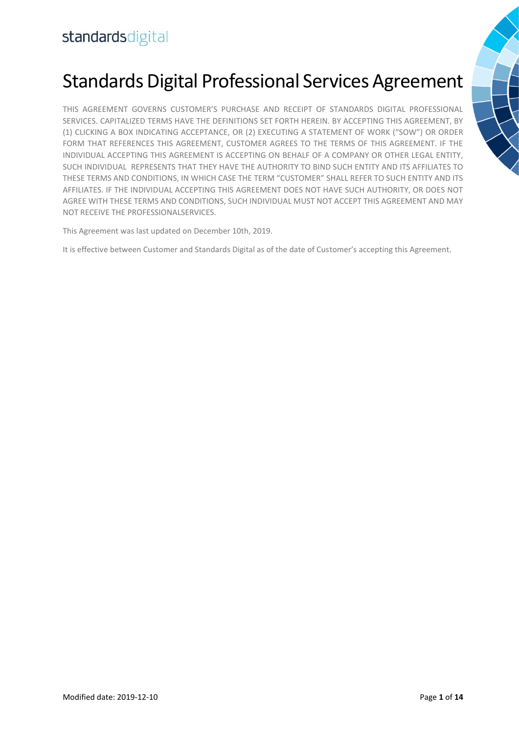standardsdigital

# Standards Digital Professional Services Agreement

THIS AGREEMENT GOVERNS CUSTOMER'S PURCHASE AND RECEIPT OF STANDARDS DIGITAL PROFESSIONAL SERVICES. CAPITALIZED TERMS HAVE THE DEFINITIONS SET FORTH HEREIN. BY ACCEPTING THIS AGREEMENT, BY (1) CLICKING A BOX INDICATING ACCEPTANCE, OR (2) EXECUTING A STATEMENT OF WORK ("SOW") OR ORDER FORM THAT REFERENCES THIS AGREEMENT, CUSTOMER AGREES TO THE TERMS OF THIS AGREEMENT. IF THE INDIVIDUAL ACCEPTING THIS AGREEMENT IS ACCEPTING ON BEHALF OF A COMPANY OR OTHER LEGAL ENTITY, SUCH INDIVIDUAL REPRESENTS THAT THEY HAVE THE AUTHORITY TO BIND SUCH ENTITY AND ITS AFFILIATES TO THESE TERMS AND CONDITIONS, IN WHICH CASE THE TERM "CUSTOMER" SHALL REFER TO SUCH ENTITY AND ITS AFFILIATES. IF THE INDIVIDUAL ACCEPTING THIS AGREEMENT DOES NOT HAVE SUCH AUTHORITY, OR DOES NOT AGREE WITH THESE TERMS AND CONDITIONS, SUCH INDIVIDUAL MUST NOT ACCEPT THIS AGREEMENT AND MAY NOT RECEIVE THE PROFESSIONALSERVICES.

This Agreement was last updated on December 10th, 2019.

It is effective between Customer and Standards Digital as of the date of Customer's accepting this Agreement.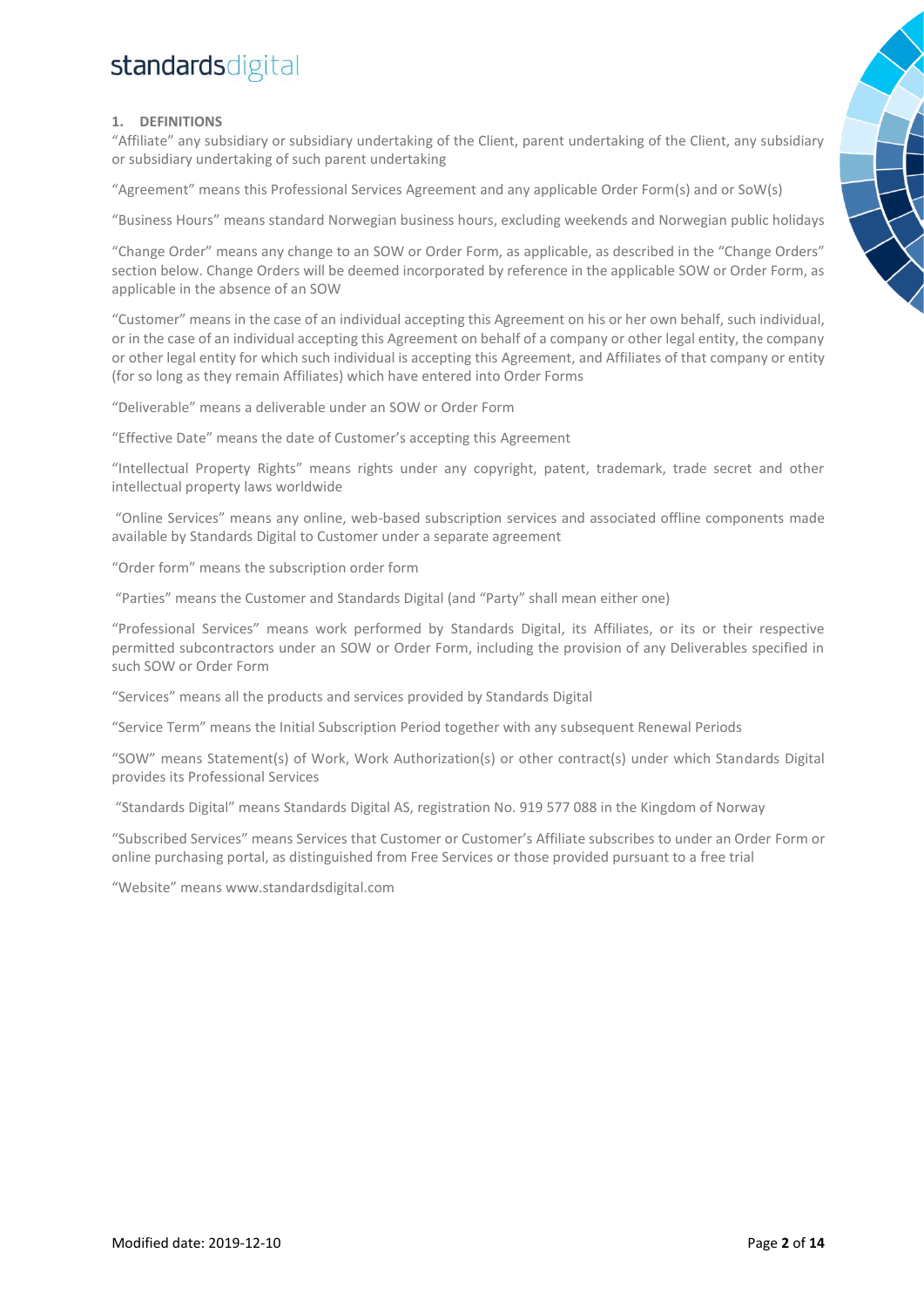## 1. DEFINITIONS

"Affiliate" any subsidiary or subsidiary undertaking of the Client, parent undertaking of the Client, any subsidiary or subsidiary undertaking of such parent undertaking

"Agreement" means this Professional Services Agreement and any applicable Order Form(s) and or SoW(s)

"Business Hours" means standard Norwegian business hours, excluding weekends and Norwegian public holidays

"Change Order" means any change to an SOW or Order Form, as applicable, as described in the "Change Orders" section below. Change Orders will be deemed incorporated by reference in the applicable SOW or Order Form, as applicable in the absence of an SOW

"Customer" means in the case of an individual accepting this Agreement on his or her own behalf, such individual, or in the case of an individual accepting this Agreement on behalf of a company or other legal entity, the company or other legal entity for which such individual is accepting this Agreement, and Affiliates of that company or entity (for so long as they remain Affiliates) which have entered into Order Forms

"Deliverable" means a deliverable under an SOW or Order Form

"Effective Date" means the date of Customer's accepting this Agreement

"Intellectual Property Rights" means rights under any copyright, patent, trademark, trade secret and other intellectual property laws worldwide

"Online Services" means any online, web-based subscription services and associated offline components made available by Standards Digital to Customer under a separate agreement

"Order form" means the subscription order form

"Parties" means the Customer and Standards Digital (and "Party" shall mean either one)

"Professional Services" means work performed by Standards Digital, its Affiliates, or its or their respective permitted subcontractors under an SOW or Order Form, including the provision of any Deliverables specified in such SOW or Order Form

"Services" means all the products and services provided by Standards Digital

"Service Term" means the Initial Subscription Period together with any subsequent Renewal Periods

"SOW" means Statement(s) of Work, Work Authorization(s) or other contract(s) under which Standards Digital provides its Professional Services

"Standards Digital" means Standards Digital AS, registration No. 919 577 088 in the Kingdom of Norway

"Subscribed Services" means Services that Customer or Customer's Affiliate subscribes to under an Order Form or online purchasing portal, as distinguished from Free Services or those provided pursuant to a free trial

"Website" means www.standardsdigital.com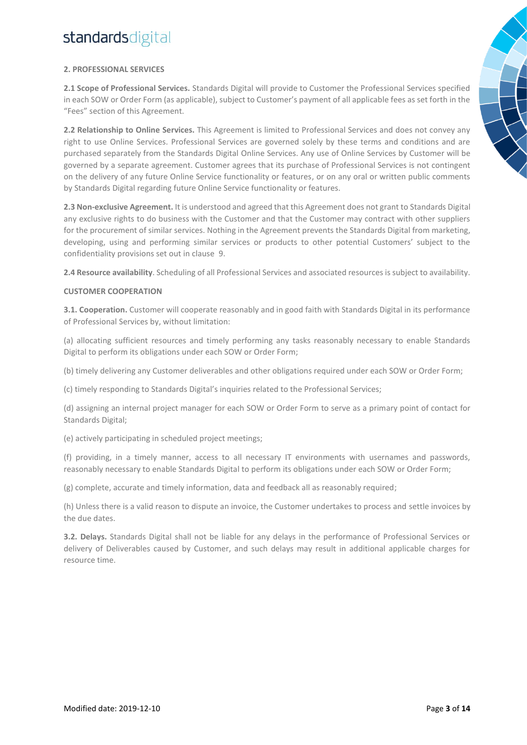**2. PROFESSIONAL SERVICES**

**2.1 Scope of Professional Services.** Standards Digital will provide to Customer the Professional Services specified in each SOW or Order Form (as applicable), subject to Customer's payment of all applicable fees as set forth in the "Fees" section of this Agreement.

**2.2 Relationship to Online Services.** This Agreement is limited to Professional Services and does not convey any right to use Online Services. Professional Services are governed solely by these terms and conditions and are purchased separately from the Standards Digital Online Services. Any use of Online Services by Customer will be governed by a separate agreement. Customer agrees that its purchase of Professional Services is not contingent on the delivery of any future Online Service functionality or features, or on any oral or written public comments by Standards Digital regarding future Online Service functionality or features.

**2.3 Non-exclusive Agreement.** It is understood and agreed that this Agreement does not grant to Standards Digital any exclusive rights to do business with the Customer and that the Customer may contract with other suppliers for the procurement of similar services. Nothing in the Agreement prevents the Standards Digital from marketing, developing, using and performing similar services or products to other potential Customers' subject to the confidentiality provisions set out in clause 9.

**2.4 Resource availability**. Scheduling of all Professional Services and associated resources is subject to availability.

**CUSTOMER COOPERATION**

**3.1. Cooperation.** Customer will cooperate reasonably and in good faith with Standards Digital in its performance of Professional Services by, without limitation:

(a) allocating sufficient resources and timely performing any tasks reasonably necessary to enable Standards Digital to perform its obligations under each SOW or Order Form;

(b) timely delivering any Customer deliverables and other obligations required under each SOW or Order Form;

(c) timely responding to Standards Digital's inquiries related to the Professional Services;

(d) assigning an internal project manager for each SOW or Order Form to serve as a primary point of contact for Standards Digital;

(e) actively participating in scheduled project meetings;

(f) providing, in a timely manner, access to all necessary IT environments with usernames and passwords, reasonably necessary to enable Standards Digital to perform its obligations under each SOW or Order Form;

(g) complete, accurate and timely information, data and feedback all as reasonably required;

(h) Unless there is a valid reason to dispute an invoice, the Customer undertakes to process and settle invoices by the due dates.

**3.2. Delays.** Standards Digital shall not be liable for any delays in the performance of Professional Services or delivery of Deliverables caused by Customer, and such delays may result in additional applicable charges for resource time.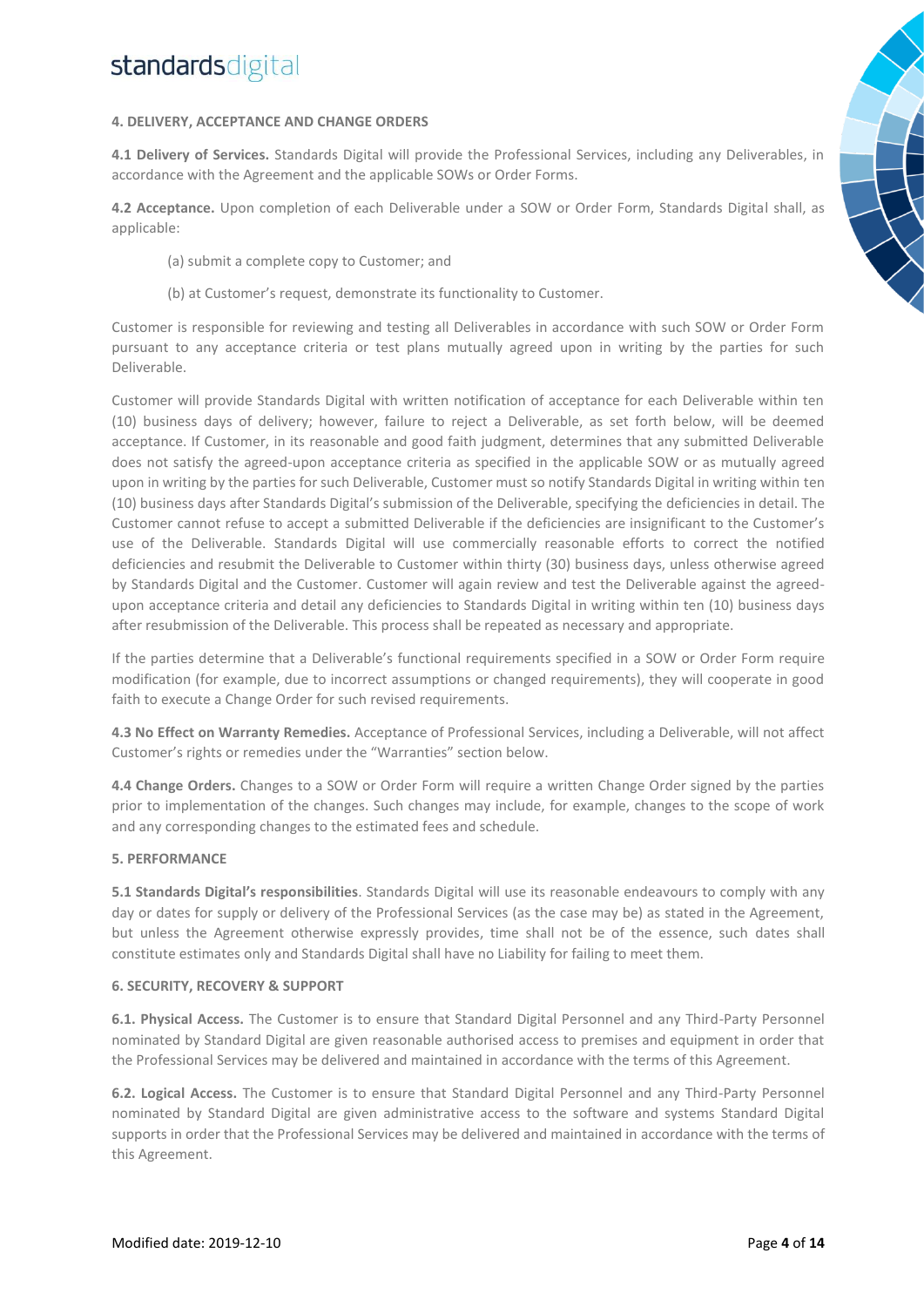#### 4. DELIVERY, ACCEPTANCE AND CHANGE ORDERS

**4.1 Delivery of Services.** Standards Digital will provide the Professional Services, including any Deliverables, in accordance with the Agreement and the applicable SOWs or Order Forms.

**4.2 Acceptance.** Upon completion of each Deliverable under a SOW or Order Form, Standards Digital shall, as applicable:

(a) submit a complete copy to Customer; and

(b) at Customer's request, demonstrate its functionality to Customer.

Customer is responsible for reviewing and testing all Deliverables in accordance with such SOW or Order Form pursuant to any acceptance criteria or test plans mutually agreed upon in writing by the parties for such Deliverable.

Customer will provide Standards Digital with written notification of acceptance for each Deliverable within ten (10) business days of delivery; however, failure to reject a Deliverable, as set forth below, will be deemed acceptance. If Customer, in its reasonable and good faith judgment, determines that any submitted Deliverable does not satisfy the agreed-upon acceptance criteria as specified in the applicable SOW or as mutually agreed upon in writing by the parties for such Deliverable, Customer must so notify Standards Digital in writing within ten (10) business days after Standards Digital's submission of the Deliverable, specifying the deficiencies in detail. The Customer cannot refuse to accept a submitted Deliverable if the deficiencies are insignificant to the Customer's use of the Deliverable. Standards Digital will use commercially reasonable efforts to correct the notified deficiencies and resubmit the Deliverable to Customer within thirty (30) business days, unless otherwise agreed by Standards Digital and the Customer. Customer will again review and test the Deliverable against the agreed-upon acceptance criteria and detail any deficiencies to Standards Digital in writing within ten (10) business days after resubmission of the Deliverable. This process shall be repeated as necessary and appropriate.

If the parties determine that a Deliverable's functional requirements specified in a SOW or Order Form require modification (for example, due to incorrect assumptions or changed requirements), they will cooperate in good faith to execute a Change Order for such revised requirements.

**4.3 No Effect on Warranty Remedies.** Acceptance of Professional Services, including a Deliverable, will not affect Customer's rights or remedies under the "Warranties" section below.

**4.4 Change Orders.** Changes to a SOW or Order Form will require a written Change Order signed by the parties prior to implementation of the changes. Such changes may include, for example, changes to the scope of work and any corresponding changes to the estimated fees and schedule.

#### 5. PERFORMANCE

**5.1 Standards Digital's responsibilities**. Standards Digital will use its reasonable endeavours to comply with any day or dates for supply or delivery of the Professional Services (as the case may be) as stated in the Agreement, but unless the Agreement otherwise expressly provides, time shall not be of the essence, such dates shall constitute estimates only and Standards Digital shall have no Liability for failing to meet them.

#### 6. SECURITY, RECOVERY & SUPPORT

**6.1. Physical Access.** The Customer is to ensure that Standard Digital Personnel and any Third-Party Personnel nominated by Standard Digital are given reasonable authorised access to premises and equipment in order that the Professional Services may be delivered and maintained in accordance with the terms of this Agreement.

**6.2. Logical Access.** The Customer is to ensure that Standard Digital Personnel and any Third-Party Personnel nominated by Standard Digital are given administrative access to the software and systems Standard Digital supports in order that the Professional Services may be delivered and maintained in accordance with the terms of this Agreement.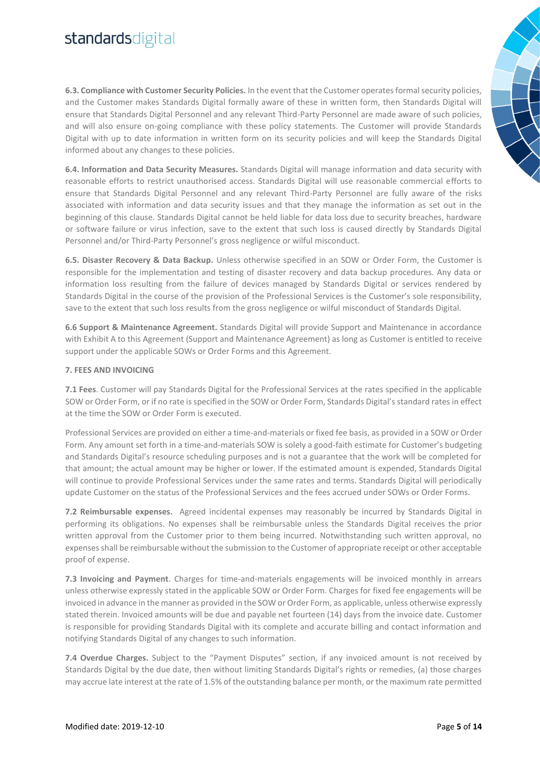**6.3. Compliance with Customer Security Policies.** In the event that the Customer operates formal security policies, and the Customer makes Standards Digital formally aware of these in written form, then Standards Digital will ensure that Standards Digital Personnel and any relevant Third-Party Personnel are made aware of such policies, and will also ensure on-going compliance with these policy statements. The Customer will provide Standards Digital with up to date information in written form on its security policies and will keep the Standards Digital informed about any changes to these policies.

**6.4. Information and Data Security Measures.** Standards Digital will manage information and data security with reasonable efforts to restrict unauthorised access. Standards Digital will use reasonable commercial efforts to ensure that Standards Digital Personnel and any relevant Third-Party Personnel are fully aware of the risks associated with information and data security issues and that they manage the information as set out in the beginning of this clause. Standards Digital cannot be held liable for data loss due to security breaches, hardware or software failure or virus infection, save to the extent that such loss is caused directly by Standards Digital Personnel and/or Third-Party Personnel's gross negligence or wilful misconduct.

**6.5. Disaster Recovery & Data Backup.** Unless otherwise specified in an SOW or Order Form, the Customer is responsible for the implementation and testing of disaster recovery and data backup procedures. Any data or information loss resulting from the failure of devices managed by Standards Digital or services rendered by Standards Digital in the course of the provision of the Professional Services is the Customer's sole responsibility, save to the extent that such loss results from the gross negligence or wilful misconduct of Standards Digital.

**6.6 Support & Maintenance Agreement.** Standards Digital will provide Support and Maintenance in accordance with Exhibit A to this Agreement (Support and Maintenance Agreement) as long as Customer is entitled to receive support under the applicable SOWs or Order Forms and this Agreement.

**7. FEES AND INVOICING**

**7.1 Fees**. Customer will pay Standards Digital for the Professional Services at the rates specified in the applicable SOW or Order Form, or if no rate is specified in the SOW or Order Form, Standards Digital's standard rates in effect at the time the SOW or Order Form is executed.

Professional Services are provided on either a time-and-materials or fixed fee basis, as provided in a SOW or Order Form. Any amount set forth in a time-and-materials SOW is solely a good-faith estimate for Customer's budgeting and Standards Digital's resource scheduling purposes and is not a guarantee that the work will be completed for that amount; the actual amount may be higher or lower. If the estimated amount is expended, Standards Digital will continue to provide Professional Services under the same rates and terms. Standards Digital will periodically update Customer on the status of the Professional Services and the fees accrued under SOWs or Order Forms.

**7.2 Reimbursable expenses.** Agreed incidental expenses may reasonably be incurred by Standards Digital in performing its obligations. No expenses shall be reimbursable unless the Standards Digital receives the prior written approval from the Customer prior to them being incurred. Notwithstanding such written approval, no expenses shall be reimbursable without the submission to the Customer of appropriate receipt or other acceptable proof of expense.

**7.3 Invoicing and Payment**. Charges for time-and-materials engagements will be invoiced monthly in arrears unless otherwise expressly stated in the applicable SOW or Order Form. Charges for fixed fee engagements will be invoiced in advance in the manner as provided in the SOW or Order Form, as applicable, unless otherwise expressly stated therein. Invoiced amounts will be due and payable net fourteen (14) days from the invoice date. Customer is responsible for providing Standards Digital with its complete and accurate billing and contact information and notifying Standards Digital of any changes to such information.

**7.4 Overdue Charges.** Subject to the "Payment Disputes" section, if any invoiced amount is not received by Standards Digital by the due date, then without limiting Standards Digital's rights or remedies, (a) those charges may accrue late interest at the rate of 1.5% of the outstanding balance per month, or the maximum rate permitted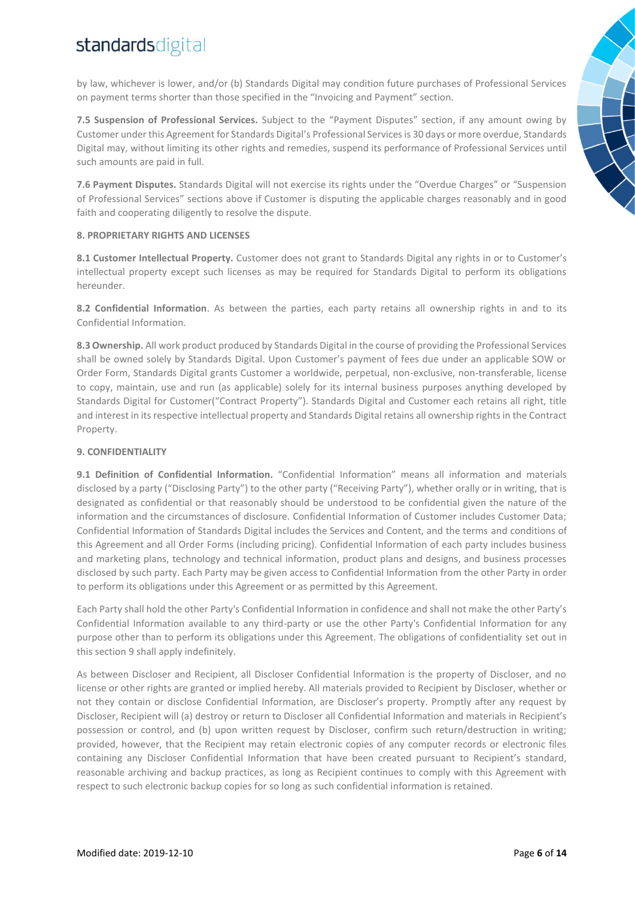by law, whichever is lower, and/or (b) Standards Digital may condition future purchases of Professional Services on payment terms shorter than those specified in the "Invoicing and Payment" section.

**7.5 Suspension of Professional Services.** Subject to the "Payment Disputes" section, if any amount owing by Customer under this Agreement for Standards Digital's Professional Services is 30 days or more overdue, Standards Digital may, without limiting its other rights and remedies, suspend its performance of Professional Services until such amounts are paid in full.

**7.6 Payment Disputes.** Standards Digital will not exercise its rights under the "Overdue Charges" or "Suspension of Professional Services" sections above if Customer is disputing the applicable charges reasonably and in good faith and cooperating diligently to resolve the dispute.

## 8. PROPRIETARY RIGHTS AND LICENSES

**8.1 Customer Intellectual Property.** Customer does not grant to Standards Digital any rights in or to Customer's intellectual property except such licenses as may be required for Standards Digital to perform its obligations hereunder.

**8.2 Confidential Information**. As between the parties, each party retains all ownership rights in and to its Confidential Information.

**8.3 Ownership.** All work product produced by Standards Digital in the course of providing the Professional Services shall be owned solely by Standards Digital. Upon Customer's payment of fees due under an applicable SOW or Order Form, Standards Digital grants Customer a worldwide, perpetual, non-exclusive, non-transferable, license to copy, maintain, use and run (as applicable) solely for its internal business purposes anything developed by Standards Digital for Customer("Contract Property"). Standards Digital and Customer each retains all right, title and interest in its respective intellectual property and Standards Digital retains all ownership rights in the Contract Property.

## 9. CONFIDENTIALITY

**9.1 Definition of Confidential Information.** "Confidential Information" means all information and materials disclosed by a party ("Disclosing Party") to the other party ("Receiving Party"), whether orally or in writing, that is designated as confidential or that reasonably should be understood to be confidential given the nature of the information and the circumstances of disclosure. Confidential Information of Customer includes Customer Data; Confidential Information of Standards Digital includes the Services and Content, and the terms and conditions of this Agreement and all Order Forms (including pricing). Confidential Information of each party includes business and marketing plans, technology and technical information, product plans and designs, and business processes disclosed by such party. Each Party may be given access to Confidential Information from the other Party in order to perform its obligations under this Agreement or as permitted by this Agreement.

Each Party shall hold the other Party's Confidential Information in confidence and shall not make the other Party's Confidential Information available to any third-party or use the other Party's Confidential Information for any purpose other than to perform its obligations under this Agreement. The obligations of confidentiality set out in this section 9 shall apply indefinitely.

As between Discloser and Recipient, all Discloser Confidential Information is the property of Discloser, and no license or other rights are granted or implied hereby. All materials provided to Recipient by Discloser, whether or not they contain or disclose Confidential Information, are Discloser's property. Promptly after any request by Discloser, Recipient will (a) destroy or return to Discloser all Confidential Information and materials in Recipient's possession or control, and (b) upon written request by Discloser, confirm such return/destruction in writing; provided, however, that the Recipient may retain electronic copies of any computer records or electronic files containing any Discloser Confidential Information that have been created pursuant to Recipient's standard, reasonable archiving and backup practices, as long as Recipient continues to comply with this Agreement with respect to such electronic backup copies for so long as such confidential information is retained.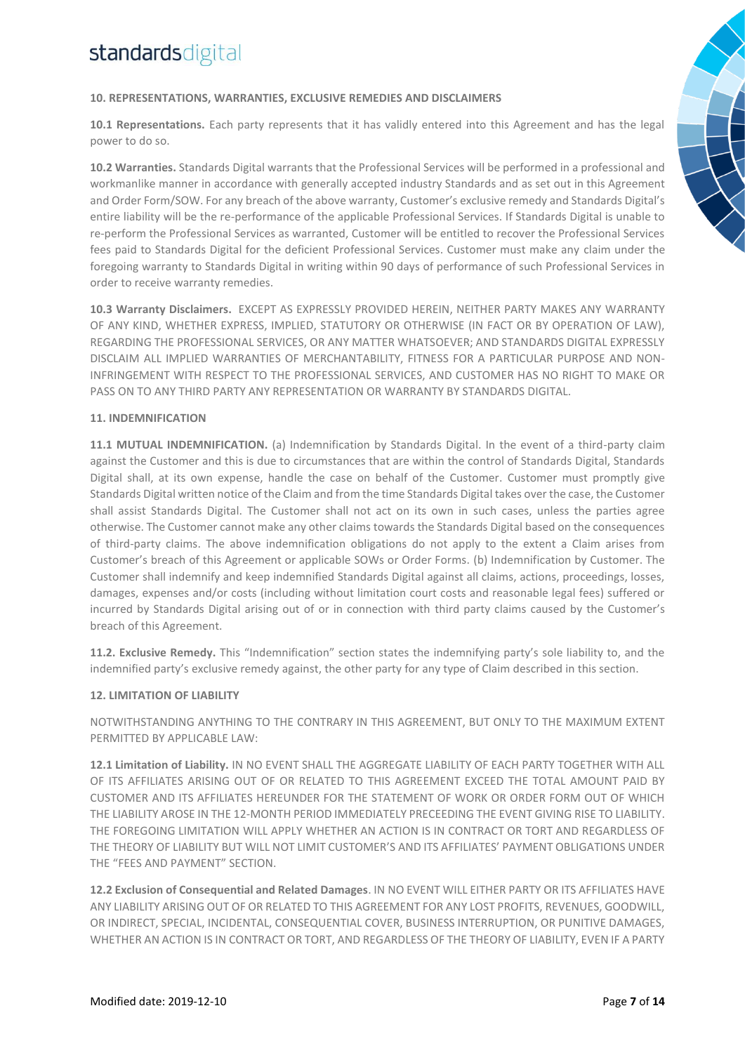### 10. REPRESENTATIONS, WARRANTIES, EXCLUSIVE REMEDIES AND DISCLAIMERS

**10.1 Representations.** Each party represents that it has validly entered into this Agreement and has the legal power to do so.

**10.2 Warranties.** Standards Digital warrants that the Professional Services will be performed in a professional and workmanlike manner in accordance with generally accepted industry Standards and as set out in this Agreement and Order Form/SOW. For any breach of the above warranty, Customer's exclusive remedy and Standards Digital's entire liability will be the re-performance of the applicable Professional Services. If Standards Digital is unable to re-perform the Professional Services as warranted, Customer will be entitled to recover the Professional Services fees paid to Standards Digital for the deficient Professional Services. Customer must make any claim under the foregoing warranty to Standards Digital in writing within 90 days of performance of such Professional Services in order to receive warranty remedies.

**10.3 Warranty Disclaimers.** EXCEPT AS EXPRESSLY PROVIDED HEREIN, NEITHER PARTY MAKES ANY WARRANTY OF ANY KIND, WHETHER EXPRESS, IMPLIED, STATUTORY OR OTHERWISE (IN FACT OR BY OPERATION OF LAW), REGARDING THE PROFESSIONAL SERVICES, OR ANY MATTER WHATSOEVER; AND STANDARDS DIGITAL EXPRESSLY DISCLAIM ALL IMPLIED WARRANTIES OF MERCHANTABILITY, FITNESS FOR A PARTICULAR PURPOSE AND NON-INFRINGEMENT WITH RESPECT TO THE PROFESSIONAL SERVICES, AND CUSTOMER HAS NO RIGHT TO MAKE OR PASS ON TO ANY THIRD PARTY ANY REPRESENTATION OR WARRANTY BY STANDARDS DIGITAL.

### 11. INDEMNIFICATION

**11.1 MUTUAL INDEMNIFICATION.** (a) Indemnification by Standards Digital. In the event of a third-party claim against the Customer and this is due to circumstances that are within the control of Standards Digital, Standards Digital shall, at its own expense, handle the case on behalf of the Customer. Customer must promptly give Standards Digital written notice of the Claim and from the time Standards Digital takes over the case, the Customer shall assist Standards Digital. The Customer shall not act on its own in such cases, unless the parties agree otherwise. The Customer cannot make any other claims towards the Standards Digital based on the consequences of third-party claims. The above indemnification obligations do not apply to the extent a Claim arises from Customer's breach of this Agreement or applicable SOWs or Order Forms. (b) Indemnification by Customer. The Customer shall indemnify and keep indemnified Standards Digital against all claims, actions, proceedings, losses, damages, expenses and/or costs (including without limitation court costs and reasonable legal fees) suffered or incurred by Standards Digital arising out of or in connection with third party claims caused by the Customer's breach of this Agreement.

**11.2. Exclusive Remedy.** This "Indemnification" section states the indemnifying party's sole liability to, and the indemnified party's exclusive remedy against, the other party for any type of Claim described in this section.

### 12. LIMITATION OF LIABILITY

NOTWITHSTANDING ANYTHING TO THE CONTRARY IN THIS AGREEMENT, BUT ONLY TO THE MAXIMUM EXTENT PERMITTED BY APPLICABLE LAW:

**12.1 Limitation of Liability.** IN NO EVENT SHALL THE AGGREGATE LIABILITY OF EACH PARTY TOGETHER WITH ALL OF ITS AFFILIATES ARISING OUT OF OR RELATED TO THIS AGREEMENT EXCEED THE TOTAL AMOUNT PAID BY CUSTOMER AND ITS AFFILIATES HEREUNDER FOR THE STATEMENT OF WORK OR ORDER FORM OUT OF WHICH THE LIABILITY AROSE IN THE 12-MONTH PERIOD IMMEDIATELY PRECEEDING THE EVENT GIVING RISE TO LIABILITY. THE FOREGOING LIMITATION WILL APPLY WHETHER AN ACTION IS IN CONTRACT OR TORT AND REGARDLESS OF THE THEORY OF LIABILITY BUT WILL NOT LIMIT CUSTOMER'S AND ITS AFFILIATES' PAYMENT OBLIGATIONS UNDER THE "FEES AND PAYMENT" SECTION.

**12.2 Exclusion of Consequential and Related Damages**. IN NO EVENT WILL EITHER PARTY OR ITS AFFILIATES HAVE ANY LIABILITY ARISING OUT OF OR RELATED TO THIS AGREEMENT FOR ANY LOST PROFITS, REVENUES, GOODWILL, OR INDIRECT, SPECIAL, INCIDENTAL, CONSEQUENTIAL COVER, BUSINESS INTERRUPTION, OR PUNITIVE DAMAGES, WHETHER AN ACTION IS IN CONTRACT OR TORT, AND REGARDLESS OF THE THEORY OF LIABILITY, EVEN IF A PARTY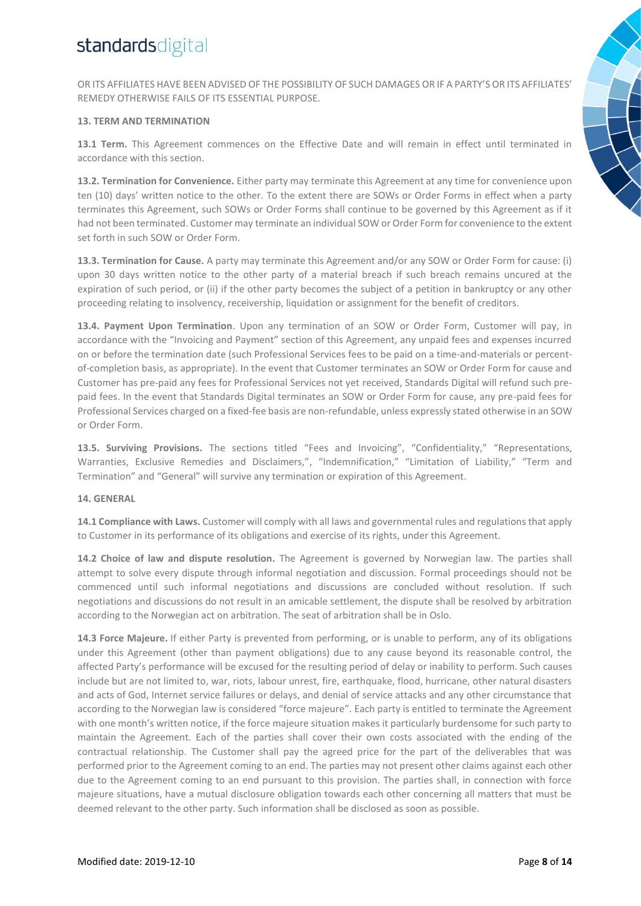OR ITS AFFILIATES HAVE BEEN ADVISED OF THE POSSIBILITY OF SUCH DAMAGES OR IF A PARTY'S OR ITS AFFILIATES' REMEDY OTHERWISE FAILS OF ITS ESSENTIAL PURPOSE.

## 13. TERM AND TERMINATION

**13.1 Term.** This Agreement commences on the Effective Date and will remain in effect until terminated in accordance with this section.

**13.2. Termination for Convenience.** Either party may terminate this Agreement at any time for convenience upon ten (10) days' written notice to the other. To the extent there are SOWs or Order Forms in effect when a party terminates this Agreement, such SOWs or Order Forms shall continue to be governed by this Agreement as if it had not been terminated. Customer may terminate an individual SOW or Order Form for convenience to the extent set forth in such SOW or Order Form.

**13.3. Termination for Cause.** A party may terminate this Agreement and/or any SOW or Order Form for cause: (i) upon 30 days written notice to the other party of a material breach if such breach remains uncured at the expiration of such period, or (ii) if the other party becomes the subject of a petition in bankruptcy or any other proceeding relating to insolvency, receivership, liquidation or assignment for the benefit of creditors.

**13.4. Payment Upon Termination**. Upon any termination of an SOW or Order Form, Customer will pay, in accordance with the "Invoicing and Payment" section of this Agreement, any unpaid fees and expenses incurred on or before the termination date (such Professional Services fees to be paid on a time-and-materials or percent-of-completion basis, as appropriate). In the event that Customer terminates an SOW or Order Form for cause and Customer has pre-paid any fees for Professional Services not yet received, Standards Digital will refund such pre-paid fees. In the event that Standards Digital terminates an SOW or Order Form for cause, any pre-paid fees for Professional Services charged on a fixed-fee basis are non-refundable, unless expressly stated otherwise in an SOW or Order Form.

**13.5. Surviving Provisions.** The sections titled "Fees and Invoicing", "Confidentiality," "Representations, Warranties, Exclusive Remedies and Disclaimers,", "Indemnification," "Limitation of Liability," "Term and Termination" and "General" will survive any termination or expiration of this Agreement.

## 14. GENERAL

**14.1 Compliance with Laws.** Customer will comply with all laws and governmental rules and regulations that apply to Customer in its performance of its obligations and exercise of its rights, under this Agreement.

**14.2 Choice of law and dispute resolution.** The Agreement is governed by Norwegian law. The parties shall attempt to solve every dispute through informal negotiation and discussion. Formal proceedings should not be commenced until such informal negotiations and discussions are concluded without resolution. If such negotiations and discussions do not result in an amicable settlement, the dispute shall be resolved by arbitration according to the Norwegian act on arbitration. The seat of arbitration shall be in Oslo.

**14.3 Force Majeure.** If either Party is prevented from performing, or is unable to perform, any of its obligations under this Agreement (other than payment obligations) due to any cause beyond its reasonable control, the affected Party's performance will be excused for the resulting period of delay or inability to perform. Such causes include but are not limited to, war, riots, labour unrest, fire, earthquake, flood, hurricane, other natural disasters and acts of God, Internet service failures or delays, and denial of service attacks and any other circumstance that according to the Norwegian law is considered "force majeure". Each party is entitled to terminate the Agreement with one month's written notice, if the force majeure situation makes it particularly burdensome for such party to maintain the Agreement. Each of the parties shall cover their own costs associated with the ending of the contractual relationship. The Customer shall pay the agreed price for the part of the deliverables that was performed prior to the Agreement coming to an end. The parties may not present other claims against each other due to the Agreement coming to an end pursuant to this provision. The parties shall, in connection with force majeure situations, have a mutual disclosure obligation towards each other concerning all matters that must be deemed relevant to the other party. Such information shall be disclosed as soon as possible.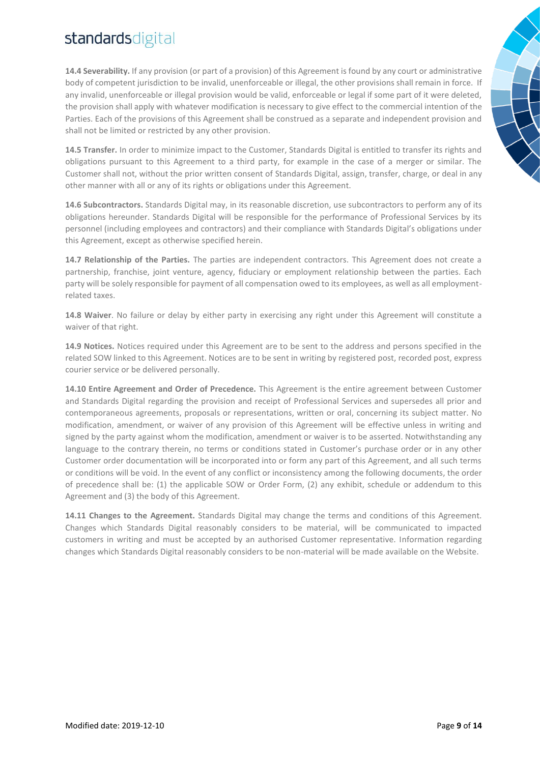**14.4 Severability.** If any provision (or part of a provision) of this Agreement is found by any court or administrative body of competent jurisdiction to be invalid, unenforceable or illegal, the other provisions shall remain in force. If any invalid, unenforceable or illegal provision would be valid, enforceable or legal if some part of it were deleted, the provision shall apply with whatever modification is necessary to give effect to the commercial intention of the Parties. Each of the provisions of this Agreement shall be construed as a separate and independent provision and shall not be limited or restricted by any other provision.

**14.5 Transfer.** In order to minimize impact to the Customer, Standards Digital is entitled to transfer its rights and obligations pursuant to this Agreement to a third party, for example in the case of a merger or similar. The Customer shall not, without the prior written consent of Standards Digital, assign, transfer, charge, or deal in any other manner with all or any of its rights or obligations under this Agreement.

**14.6 Subcontractors.** Standards Digital may, in its reasonable discretion, use subcontractors to perform any of its obligations hereunder. Standards Digital will be responsible for the performance of Professional Services by its personnel (including employees and contractors) and their compliance with Standards Digital's obligations under this Agreement, except as otherwise specified herein.

**14.7 Relationship of the Parties.** The parties are independent contractors. This Agreement does not create a partnership, franchise, joint venture, agency, fiduciary or employment relationship between the parties. Each party will be solely responsible for payment of all compensation owed to its employees, as well as all employment-related taxes.

**14.8 Waiver**. No failure or delay by either party in exercising any right under this Agreement will constitute a waiver of that right.

**14.9 Notices.** Notices required under this Agreement are to be sent to the address and persons specified in the related SOW linked to this Agreement. Notices are to be sent in writing by registered post, recorded post, express courier service or be delivered personally.

**14.10 Entire Agreement and Order of Precedence.** This Agreement is the entire agreement between Customer and Standards Digital regarding the provision and receipt of Professional Services and supersedes all prior and contemporaneous agreements, proposals or representations, written or oral, concerning its subject matter. No modification, amendment, or waiver of any provision of this Agreement will be effective unless in writing and signed by the party against whom the modification, amendment or waiver is to be asserted. Notwithstanding any language to the contrary therein, no terms or conditions stated in Customer's purchase order or in any other Customer order documentation will be incorporated into or form any part of this Agreement, and all such terms or conditions will be void. In the event of any conflict or inconsistency among the following documents, the order of precedence shall be: (1) the applicable SOW or Order Form, (2) any exhibit, schedule or addendum to this Agreement and (3) the body of this Agreement.

**14.11 Changes to the Agreement.** Standards Digital may change the terms and conditions of this Agreement. Changes which Standards Digital reasonably considers to be material, will be communicated to impacted customers in writing and must be accepted by an authorised Customer representative. Information regarding changes which Standards Digital reasonably considers to be non-material will be made available on the Website.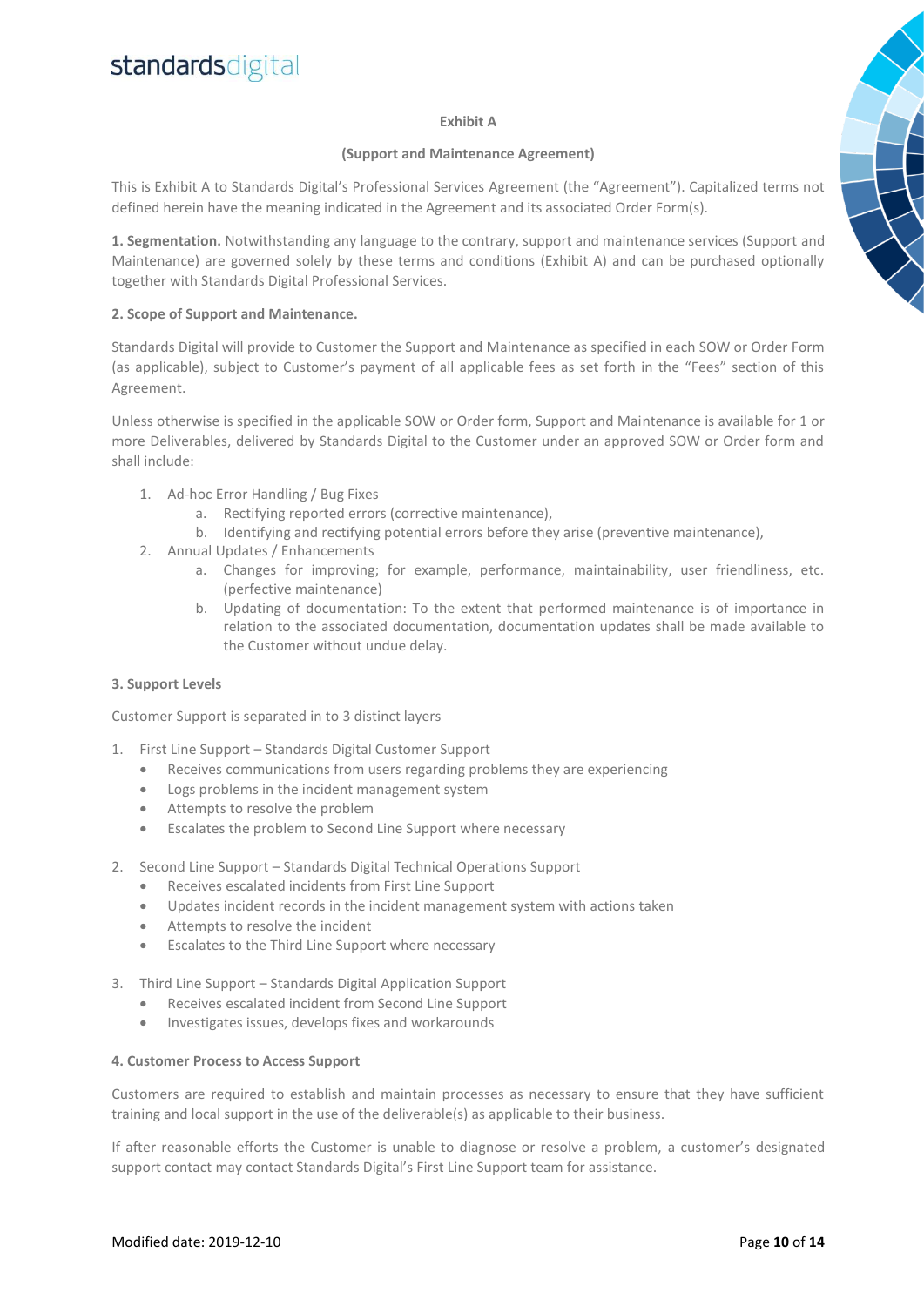# Exhibit A

## (Support and Maintenance Agreement)

This is Exhibit A to Standards Digital's Professional Services Agreement (the "Agreement"). Capitalized terms not defined herein have the meaning indicated in the Agreement and its associated Order Form(s).

**1. Segmentation.** Notwithstanding any language to the contrary, support and maintenance services (Support and Maintenance) are governed solely by these terms and conditions (Exhibit A) and can be purchased optionally together with Standards Digital Professional Services.

**2. Scope of Support and Maintenance.**

Standards Digital will provide to Customer the Support and Maintenance as specified in each SOW or Order Form (as applicable), subject to Customer's payment of all applicable fees as set forth in the "Fees" section of this Agreement.

Unless otherwise is specified in the applicable SOW or Order form, Support and Maintenance is available for 1 or more Deliverables, delivered by Standards Digital to the Customer under an approved SOW or Order form and shall include:

1. Ad-hoc Error Handling / Bug Fixes
    a. Rectifying reported errors (corrective maintenance),
    b. Identifying and rectifying potential errors before they arise (preventive maintenance),
2. Annual Updates / Enhancements
    a. Changes for improving; for example, performance, maintainability, user friendliness, etc. (perfective maintenance)
    b. Updating of documentation: To the extent that performed maintenance is of importance in relation to the associated documentation, documentation updates shall be made available to the Customer without undue delay.

**3. Support Levels**

Customer Support is separated in to 3 distinct layers

1. First Line Support – Standards Digital Customer Support
    - Receives communications from users regarding problems they are experiencing
    - Logs problems in the incident management system
    - Attempts to resolve the problem
    - Escalates the problem to Second Line Support where necessary

2. Second Line Support – Standards Digital Technical Operations Support
    - Receives escalated incidents from First Line Support
    - Updates incident records in the incident management system with actions taken
    - Attempts to resolve the incident
    - Escalates to the Third Line Support where necessary

3. Third Line Support – Standards Digital Application Support
    - Receives escalated incident from Second Line Support
    - Investigates issues, develops fixes and workarounds

**4. Customer Process to Access Support**

Customers are required to establish and maintain processes as necessary to ensure that they have sufficient training and local support in the use of the deliverable(s) as applicable to their business.

If after reasonable efforts the Customer is unable to diagnose or resolve a problem, a customer's designated support contact may contact Standards Digital's First Line Support team for assistance.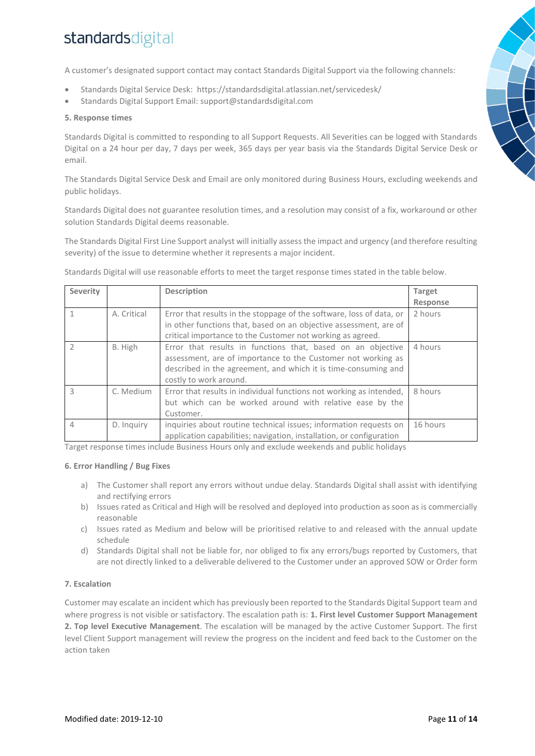A customer's designated support contact may contact Standards Digital Support via the following channels:

- Standards Digital Service Desk: https://standardsdigital.atlassian.net/servicedesk/
- Standards Digital Support Email: support@standardsdigital.com

**5. Response times**

Standards Digital is committed to responding to all Support Requests. All Severities can be logged with Standards Digital on a 24 hour per day, 7 days per week, 365 days per year basis via the Standards Digital Service Desk or email.

The Standards Digital Service Desk and Email are only monitored during Business Hours, excluding weekends and public holidays.

Standards Digital does not guarantee resolution times, and a resolution may consist of a fix, workaround or other solution Standards Digital deems reasonable.

The Standards Digital First Line Support analyst will initially assess the impact and urgency (and therefore resulting severity) of the issue to determine whether it represents a major incident.

Standards Digital will use reasonable efforts to meet the target response times stated in the table below.

| Severity | | Description | Target Response |
|---|---|---|---|
| 1 | A. Critical | Error that results in the stoppage of the software, loss of data, or in other functions that, based on an objective assessment, are of critical importance to the Customer not working as agreed. | 2 hours |
| 2 | B. High | Error that results in functions that, based on an objective assessment, are of importance to the Customer not working as described in the agreement, and which it is time-consuming and costly to work around. | 4 hours |
| 3 | C. Medium | Error that results in individual functions not working as intended, but which can be worked around with relative ease by the Customer. | 8 hours |
| 4 | D. Inquiry | inquiries about routine technical issues; information requests on application capabilities; navigation, installation, or configuration | 16 hours |

Target response times include Business Hours only and exclude weekends and public holidays

**6. Error Handling / Bug Fixes**

a) The Customer shall report any errors without undue delay. Standards Digital shall assist with identifying and rectifying errors
b) Issues rated as Critical and High will be resolved and deployed into production as soon as is commercially reasonable
c) Issues rated as Medium and below will be prioritised relative to and released with the annual update schedule
d) Standards Digital shall not be liable for, nor obliged to fix any errors/bugs reported by Customers, that are not directly linked to a deliverable delivered to the Customer under an approved SOW or Order form

**7. Escalation**

Customer may escalate an incident which has previously been reported to the Standards Digital Support team and where progress is not visible or satisfactory. The escalation path is: **1. First level Customer Support Management 2. Top level Executive Management**. The escalation will be managed by the active Customer Support. The first level Client Support management will review the progress on the incident and feed back to the Customer on the action taken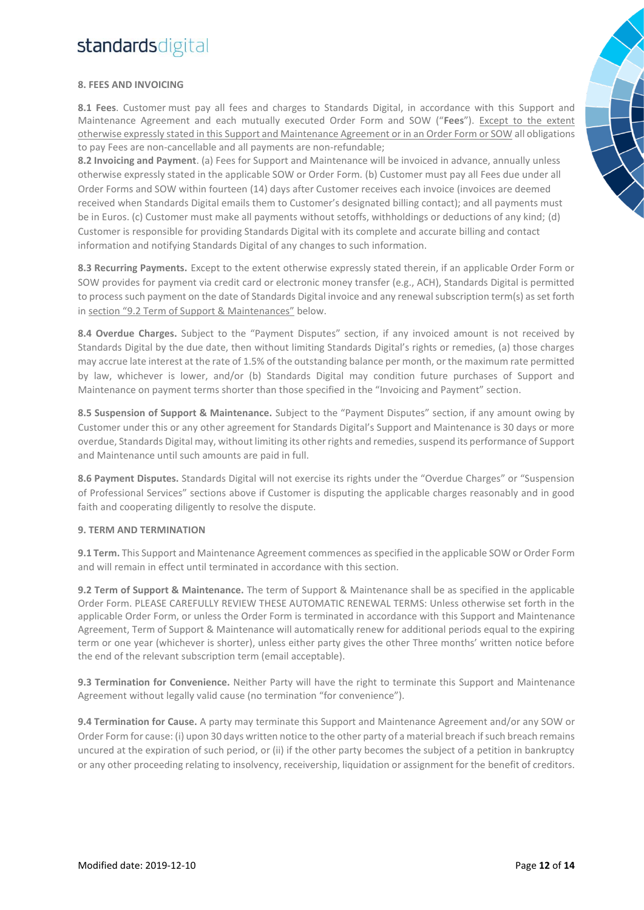## 8. FEES AND INVOICING

**8.1 Fees**. Customer must pay all fees and charges to Standards Digital, in accordance with this Support and Maintenance Agreement and each mutually executed Order Form and SOW ("**Fees**"). Except to the extent otherwise expressly stated in this Support and Maintenance Agreement or in an Order Form or SOW all obligations to pay Fees are non-cancellable and all payments are non-refundable;

**8.2 Invoicing and Payment**. (a) Fees for Support and Maintenance will be invoiced in advance, annually unless otherwise expressly stated in the applicable SOW or Order Form. (b) Customer must pay all Fees due under all Order Forms and SOW within fourteen (14) days after Customer receives each invoice (invoices are deemed received when Standards Digital emails them to Customer's designated billing contact); and all payments must be in Euros. (c) Customer must make all payments without setoffs, withholdings or deductions of any kind; (d) Customer is responsible for providing Standards Digital with its complete and accurate billing and contact information and notifying Standards Digital of any changes to such information.

**8.3 Recurring Payments.** Except to the extent otherwise expressly stated therein, if an applicable Order Form or SOW provides for payment via credit card or electronic money transfer (e.g., ACH), Standards Digital is permitted to process such payment on the date of Standards Digital invoice and any renewal subscription term(s) as set forth in section "9.2 Term of Support & Maintenances" below.

**8.4 Overdue Charges.** Subject to the "Payment Disputes" section, if any invoiced amount is not received by Standards Digital by the due date, then without limiting Standards Digital's rights or remedies, (a) those charges may accrue late interest at the rate of 1.5% of the outstanding balance per month, or the maximum rate permitted by law, whichever is lower, and/or (b) Standards Digital may condition future purchases of Support and Maintenance on payment terms shorter than those specified in the "Invoicing and Payment" section.

**8.5 Suspension of Support & Maintenance.** Subject to the "Payment Disputes" section, if any amount owing by Customer under this or any other agreement for Standards Digital's Support and Maintenance is 30 days or more overdue, Standards Digital may, without limiting its other rights and remedies, suspend its performance of Support and Maintenance until such amounts are paid in full.

**8.6 Payment Disputes.** Standards Digital will not exercise its rights under the "Overdue Charges" or "Suspension of Professional Services" sections above if Customer is disputing the applicable charges reasonably and in good faith and cooperating diligently to resolve the dispute.

## 9. TERM AND TERMINATION

**9.1 Term.** This Support and Maintenance Agreement commences as specified in the applicable SOW or Order Form and will remain in effect until terminated in accordance with this section.

**9.2 Term of Support & Maintenance.** The term of Support & Maintenance shall be as specified in the applicable Order Form. PLEASE CAREFULLY REVIEW THESE AUTOMATIC RENEWAL TERMS: Unless otherwise set forth in the applicable Order Form, or unless the Order Form is terminated in accordance with this Support and Maintenance Agreement, Term of Support & Maintenance will automatically renew for additional periods equal to the expiring term or one year (whichever is shorter), unless either party gives the other Three months' written notice before the end of the relevant subscription term (email acceptable).

**9.3 Termination for Convenience.** Neither Party will have the right to terminate this Support and Maintenance Agreement without legally valid cause (no termination "for convenience").

**9.4 Termination for Cause.** A party may terminate this Support and Maintenance Agreement and/or any SOW or Order Form for cause: (i) upon 30 days written notice to the other party of a material breach if such breach remains uncured at the expiration of such period, or (ii) if the other party becomes the subject of a petition in bankruptcy or any other proceeding relating to insolvency, receivership, liquidation or assignment for the benefit of creditors.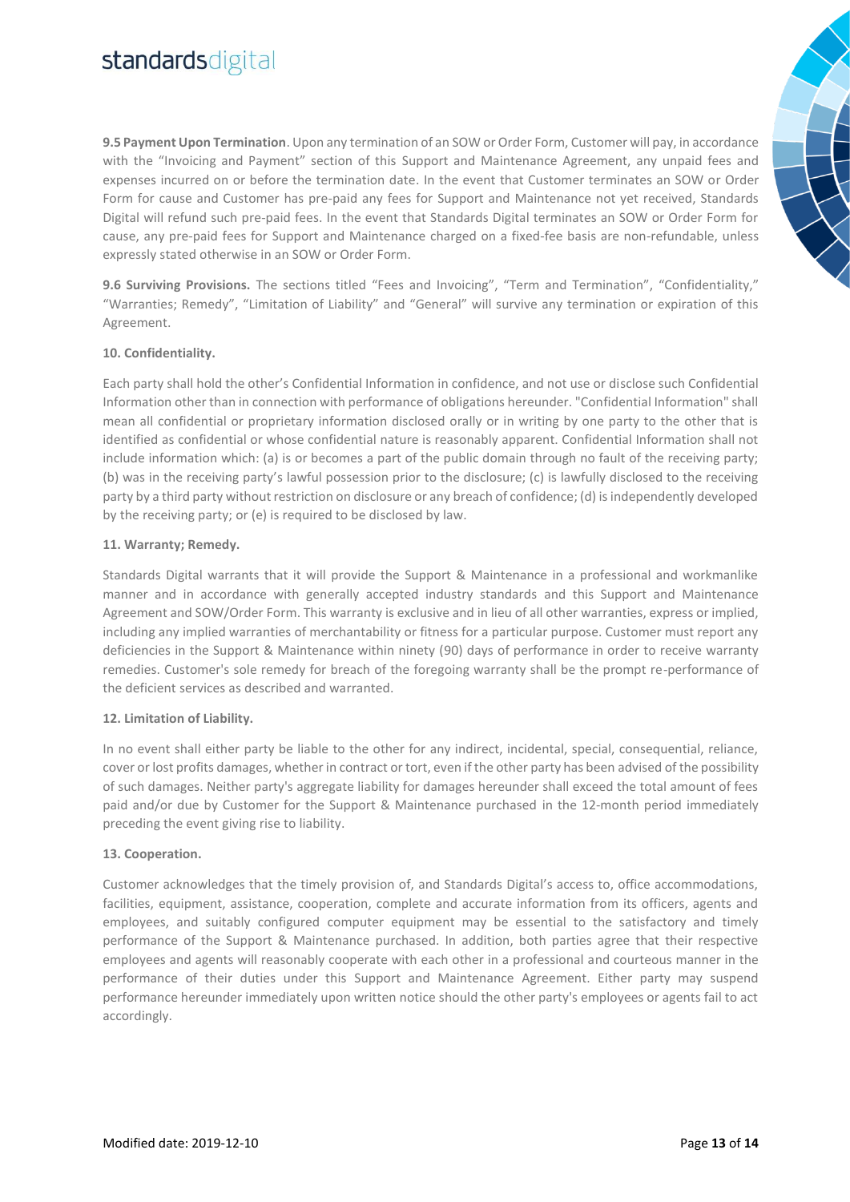**9.5 Payment Upon Termination**. Upon any termination of an SOW or Order Form, Customer will pay, in accordance with the "Invoicing and Payment" section of this Support and Maintenance Agreement, any unpaid fees and expenses incurred on or before the termination date. In the event that Customer terminates an SOW or Order Form for cause and Customer has pre-paid any fees for Support and Maintenance not yet received, Standards Digital will refund such pre-paid fees. In the event that Standards Digital terminates an SOW or Order Form for cause, any pre-paid fees for Support and Maintenance charged on a fixed-fee basis are non-refundable, unless expressly stated otherwise in an SOW or Order Form.

**9.6 Surviving Provisions.** The sections titled "Fees and Invoicing", "Term and Termination", "Confidentiality," "Warranties; Remedy", "Limitation of Liability" and "General" will survive any termination or expiration of this Agreement.

**10. Confidentiality.**

Each party shall hold the other's Confidential Information in confidence, and not use or disclose such Confidential Information other than in connection with performance of obligations hereunder. "Confidential Information" shall mean all confidential or proprietary information disclosed orally or in writing by one party to the other that is identified as confidential or whose confidential nature is reasonably apparent. Confidential Information shall not include information which: (a) is or becomes a part of the public domain through no fault of the receiving party; (b) was in the receiving party's lawful possession prior to the disclosure; (c) is lawfully disclosed to the receiving party by a third party without restriction on disclosure or any breach of confidence; (d) is independently developed by the receiving party; or (e) is required to be disclosed by law.

**11. Warranty; Remedy.**

Standards Digital warrants that it will provide the Support & Maintenance in a professional and workmanlike manner and in accordance with generally accepted industry standards and this Support and Maintenance Agreement and SOW/Order Form. This warranty is exclusive and in lieu of all other warranties, express or implied, including any implied warranties of merchantability or fitness for a particular purpose. Customer must report any deficiencies in the Support & Maintenance within ninety (90) days of performance in order to receive warranty remedies. Customer's sole remedy for breach of the foregoing warranty shall be the prompt re-performance of the deficient services as described and warranted.

**12. Limitation of Liability.**

In no event shall either party be liable to the other for any indirect, incidental, special, consequential, reliance, cover or lost profits damages, whether in contract or tort, even if the other party has been advised of the possibility of such damages. Neither party's aggregate liability for damages hereunder shall exceed the total amount of fees paid and/or due by Customer for the Support & Maintenance purchased in the 12-month period immediately preceding the event giving rise to liability.

**13. Cooperation.**

Customer acknowledges that the timely provision of, and Standards Digital's access to, office accommodations, facilities, equipment, assistance, cooperation, complete and accurate information from its officers, agents and employees, and suitably configured computer equipment may be essential to the satisfactory and timely performance of the Support & Maintenance purchased. In addition, both parties agree that their respective employees and agents will reasonably cooperate with each other in a professional and courteous manner in the performance of their duties under this Support and Maintenance Agreement. Either party may suspend performance hereunder immediately upon written notice should the other party's employees or agents fail to act accordingly.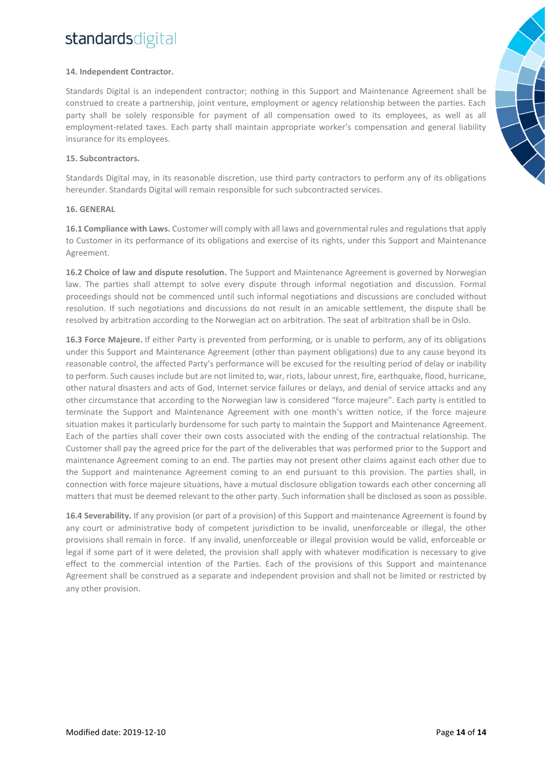### 14. Independent Contractor.

Standards Digital is an independent contractor; nothing in this Support and Maintenance Agreement shall be construed to create a partnership, joint venture, employment or agency relationship between the parties. Each party shall be solely responsible for payment of all compensation owed to its employees, as well as all employment-related taxes. Each party shall maintain appropriate worker's compensation and general liability insurance for its employees.

### 15. Subcontractors.

Standards Digital may, in its reasonable discretion, use third party contractors to perform any of its obligations hereunder. Standards Digital will remain responsible for such subcontracted services.

### 16. GENERAL

**16.1 Compliance with Laws.** Customer will comply with all laws and governmental rules and regulations that apply to Customer in its performance of its obligations and exercise of its rights, under this Support and Maintenance Agreement.

**16.2 Choice of law and dispute resolution.** The Support and Maintenance Agreement is governed by Norwegian law. The parties shall attempt to solve every dispute through informal negotiation and discussion. Formal proceedings should not be commenced until such informal negotiations and discussions are concluded without resolution. If such negotiations and discussions do not result in an amicable settlement, the dispute shall be resolved by arbitration according to the Norwegian act on arbitration. The seat of arbitration shall be in Oslo.

**16.3 Force Majeure.** If either Party is prevented from performing, or is unable to perform, any of its obligations under this Support and Maintenance Agreement (other than payment obligations) due to any cause beyond its reasonable control, the affected Party's performance will be excused for the resulting period of delay or inability to perform. Such causes include but are not limited to, war, riots, labour unrest, fire, earthquake, flood, hurricane, other natural disasters and acts of God, Internet service failures or delays, and denial of service attacks and any other circumstance that according to the Norwegian law is considered "force majeure". Each party is entitled to terminate the Support and Maintenance Agreement with one month's written notice, if the force majeure situation makes it particularly burdensome for such party to maintain the Support and Maintenance Agreement. Each of the parties shall cover their own costs associated with the ending of the contractual relationship. The Customer shall pay the agreed price for the part of the deliverables that was performed prior to the Support and maintenance Agreement coming to an end. The parties may not present other claims against each other due to the Support and maintenance Agreement coming to an end pursuant to this provision. The parties shall, in connection with force majeure situations, have a mutual disclosure obligation towards each other concerning all matters that must be deemed relevant to the other party. Such information shall be disclosed as soon as possible.

**16.4 Severability.** If any provision (or part of a provision) of this Support and maintenance Agreement is found by any court or administrative body of competent jurisdiction to be invalid, unenforceable or illegal, the other provisions shall remain in force. If any invalid, unenforceable or illegal provision would be valid, enforceable or legal if some part of it were deleted, the provision shall apply with whatever modification is necessary to give effect to the commercial intention of the Parties. Each of the provisions of this Support and maintenance Agreement shall be construed as a separate and independent provision and shall not be limited or restricted by any other provision.